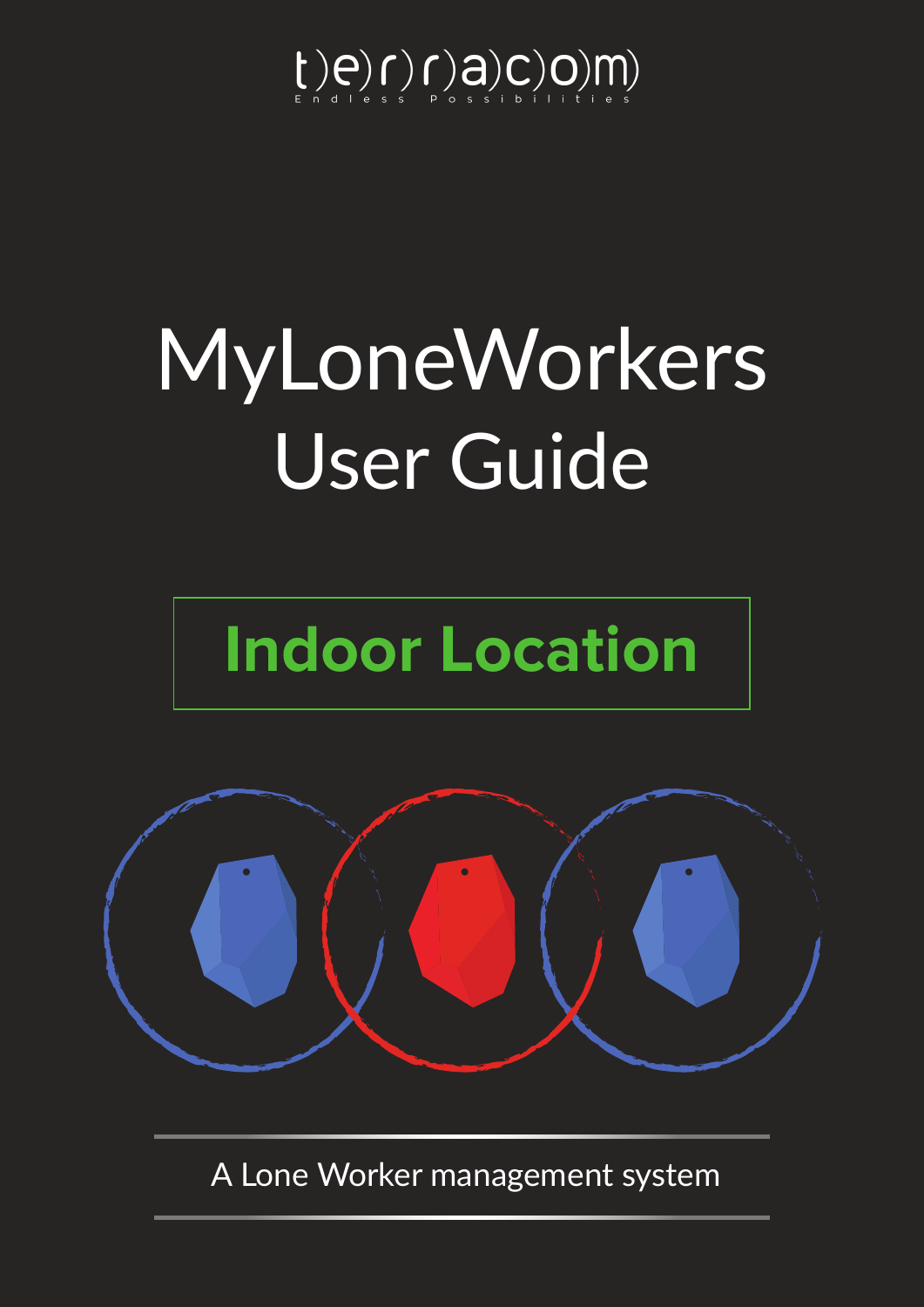terracom

Endless Possibilities

# MyLoneWorkers User Guide

## Indoor Location

A Lone Worker management system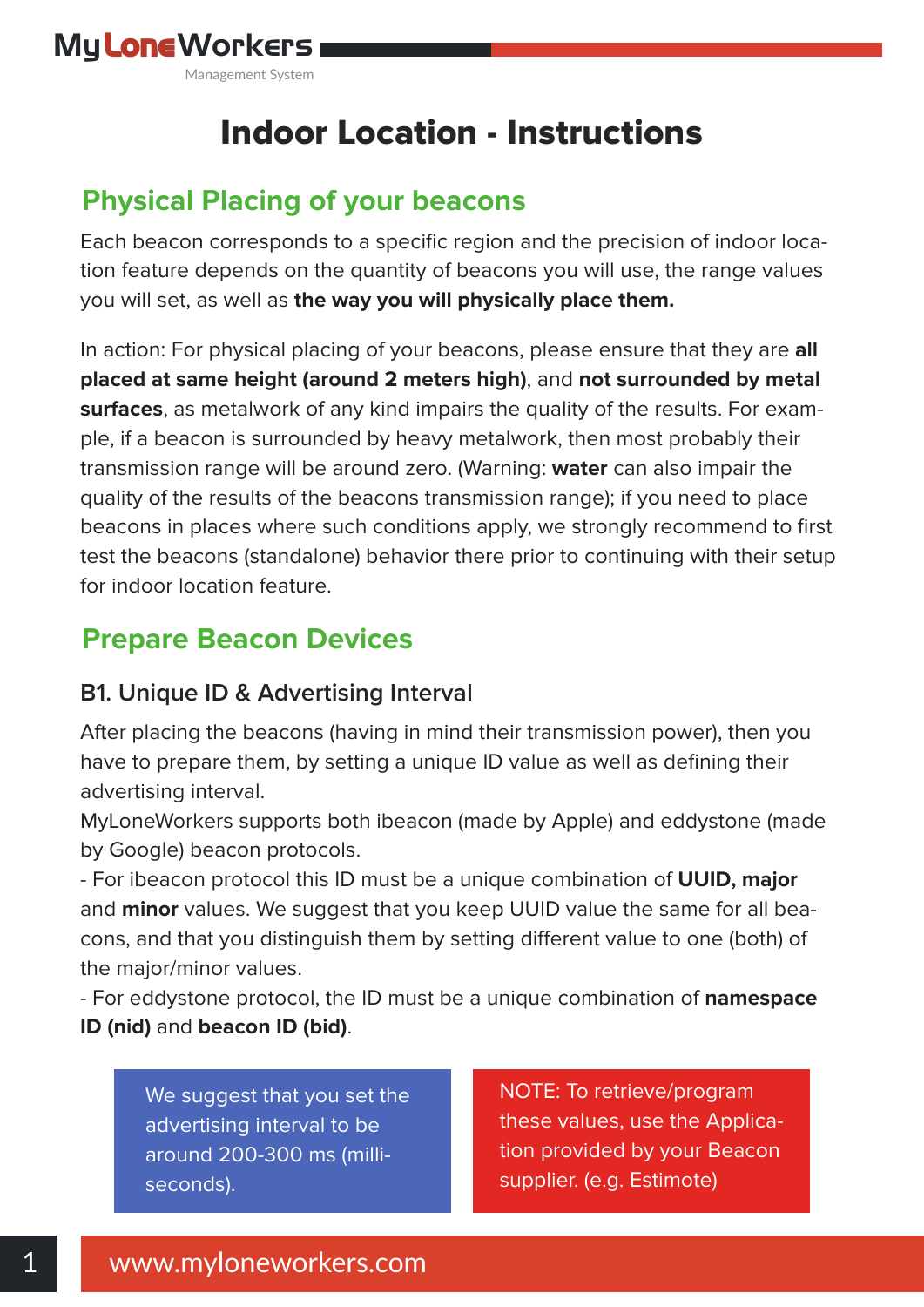# Indoor Location - Instructions

## Physical Placing of your beacons

Each beacon corresponds to a specific region and the precision of indoor location feature depends on the quantity of beacons you will use, the range values you will set, as well as **the way you will physically place them.**

In action: For physical placing of your beacons, please ensure that they are **all placed at same height (around 2 meters high)**, and **not surrounded by metal surfaces**, as metalwork of any kind impairs the quality of the results. For example, if a beacon is surrounded by heavy metalwork, then most probably their transmission range will be around zero. (Warning: **water** can also impair the quality of the results of the beacons transmission range); if you need to place beacons in places where such conditions apply, we strongly recommend to first test the beacons (standalone) behavior there prior to continuing with their setup for indoor location feature.

## Prepare Beacon Devices

### B1. Unique ID & Advertising Interval

After placing the beacons (having in mind their transmission power), then you have to prepare them, by setting a unique ID value as well as defining their advertising interval.
MyLoneWorkers supports both ibeacon (made by Apple) and eddystone (made by Google) beacon protocols.
- For ibeacon protocol this ID must be a unique combination of **UUID, major** and **minor** values. We suggest that you keep UUID value the same for all beacons, and that you distinguish them by setting different value to one (both) of the major/minor values.
- For eddystone protocol, the ID must be a unique combination of **namespace ID (nid)** and **beacon ID (bid)**.

We suggest that you set the advertising interval to be around 200-300 ms (milliseconds).

NOTE: To retrieve/program these values, use the Application provided by your Beacon supplier. (e.g. Estimote)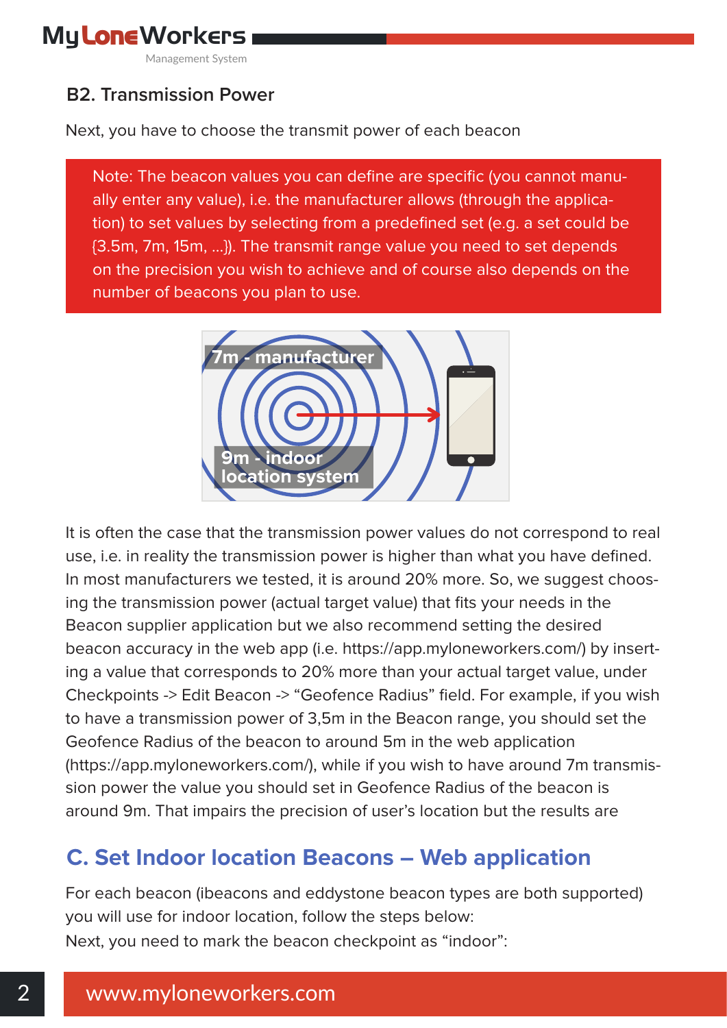### B2. Transmission Power

Next, you have to choose the transmit power of each beacon

Note: The beacon values you can define are specific (you cannot manually enter any value), i.e. the manufacturer allows (through the application) to set values by selecting from a predefined set (e.g. a set could be {3.5m, 7m, 15m, ...}). The transmit range value you need to set depends on the precision you wish to achieve and of course also depends on the number of beacons you plan to use.

It is often the case that the transmission power values do not correspond to real use, i.e. in reality the transmission power is higher than what you have defined. In most manufacturers we tested, it is around 20% more. So, we suggest choosing the transmission power (actual target value) that fits your needs in the Beacon supplier application but we also recommend setting the desired beacon accuracy in the web app (i.e. https://app.myloneworkers.com/) by inserting a value that corresponds to 20% more than your actual target value, under Checkpoints -> Edit Beacon -> "Geofence Radius" field. For example, if you wish to have a transmission power of 3,5m in the Beacon range, you should set the Geofence Radius of the beacon to around 5m in the web application (https://app.myloneworkers.com/), while if you wish to have around 7m transmission power the value you should set in Geofence Radius of the beacon is around 9m. That impairs the precision of user's location but the results are

## C. Set Indoor location Beacons – Web application

For each beacon (ibeacons and eddystone beacon types are both supported) you will use for indoor location, follow the steps below:

Next, you need to mark the beacon checkpoint as "indoor":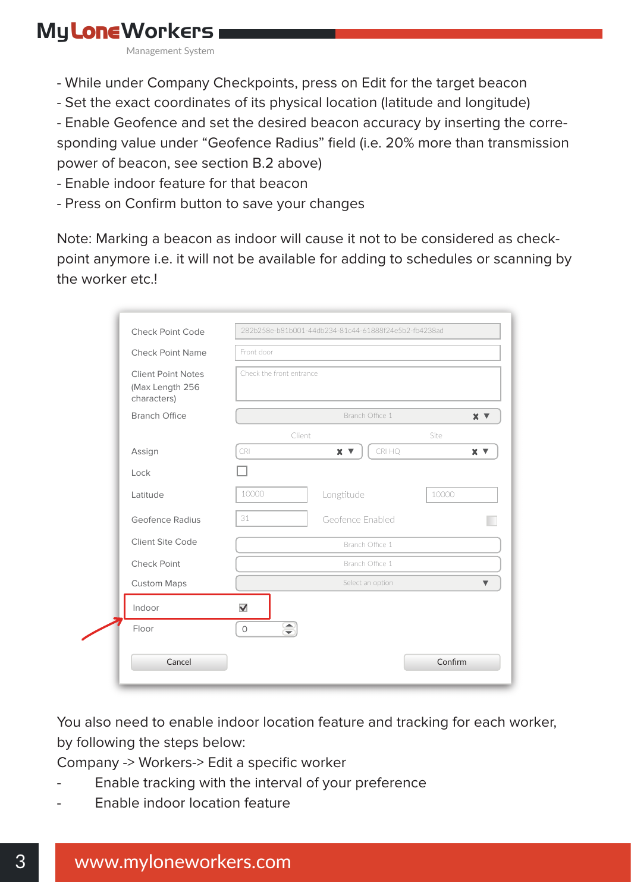- While under Company Checkpoints, press on Edit for the target beacon
- Set the exact coordinates of its physical location (latitude and longitude)
- Enable Geofence and set the desired beacon accuracy by inserting the corresponding value under “Geofence Radius” field (i.e. 20% more than transmission power of beacon, see section B.2 above)
- Enable indoor feature for that beacon
- Press on Confirm button to save your changes

Note: Marking a beacon as indoor will cause it not to be considered as checkpoint anymore i.e. it will not be available for adding to schedules or scanning by the worker etc.!

You also need to enable indoor location feature and tracking for each worker, by following the steps below:

Company -> Workers-> Edit a specific worker

- Enable tracking with the interval of your preference
- Enable indoor location feature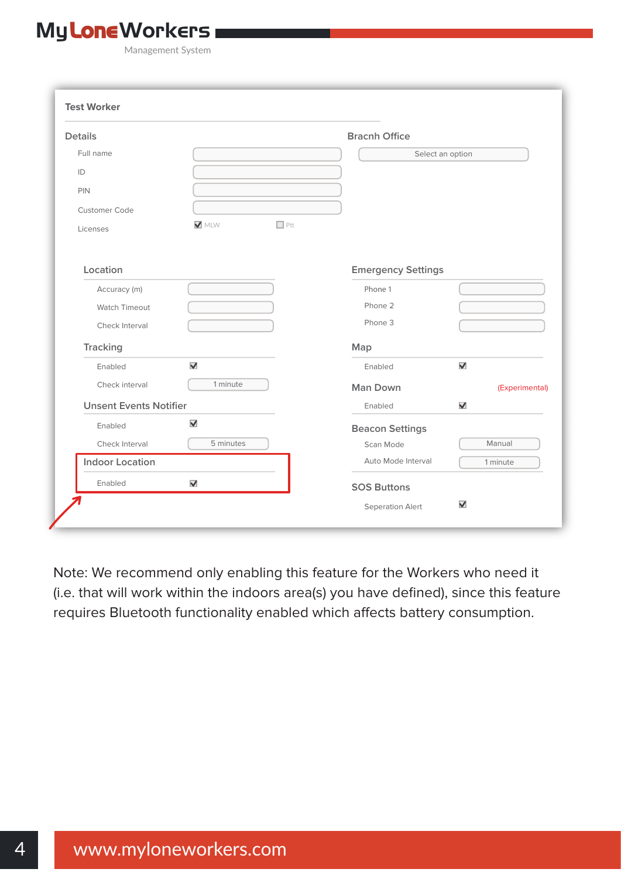Test Worker

**Details**

| Field | Value |
|---|---|
| Full name | |
| ID | |
| PIN | |
| Customer Code | |
| Licenses | ☑ MLW ☐ Ptt |

**Bracnh Office**

Select an option

**Location**

| Field | Value |
|---|---|
| Accuracy (m) | |
| Watch Timeout | |
| Check Interval | |

**Tracking**

| Field | Value |
|---|---|
| Enabled | ☑ |
| Check interval | 1 minute |

**Unsent Events Notifier**

| Field | Value |
|---|---|
| Enabled | ☑ |
| Check Interval | 5 minutes |

**Indoor Location**

| Field | Value |
|---|---|
| Enabled | ☑ |

**Emergency Settings**

| Field | Value |
|---|---|
| Phone 1 | |
| Phone 2 | |
| Phone 3 | |

**Map**

| Field | Value |
|---|---|
| Enabled | ☑ |

**Man Down** (Experimental)

| Field | Value |
|---|---|
| Enabled | ☑ |

**Beacon Settings**

| Field | Value |
|---|---|
| Scan Mode | Manual |
| Auto Mode Interval | 1 minute |

**SOS Buttons**

| Field | Value |
|---|---|
| Seperation Alert | ☑ |

Note: We recommend only enabling this feature for the Workers who need it (i.e. that will work within the indoors area(s) you have defined), since this feature requires Bluetooth functionality enabled which affects battery consumption.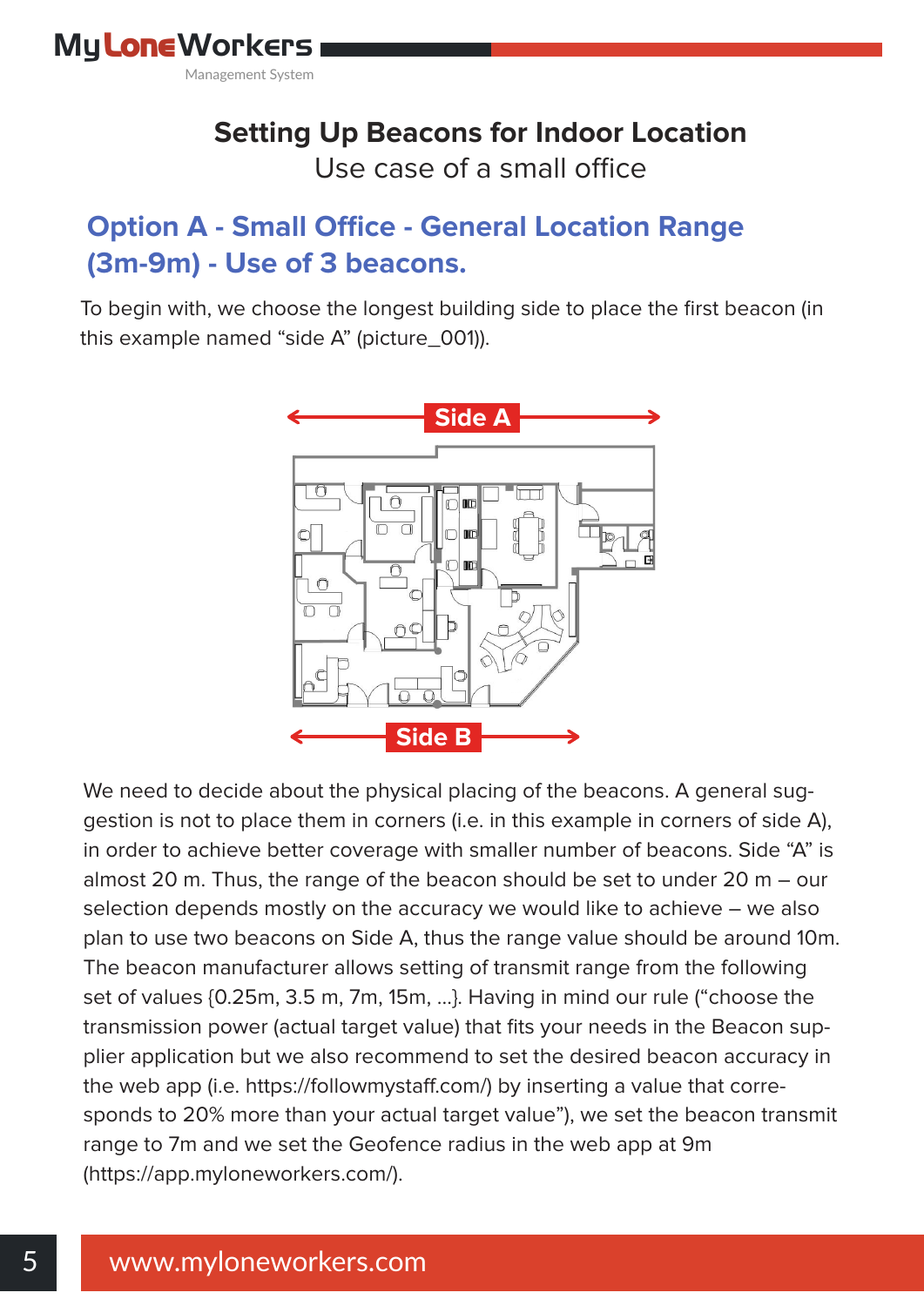# Setting Up Beacons for Indoor Location

Use case of a small office

## Option A - Small Office - General Location Range (3m-9m) - Use of 3 beacons.

To begin with, we choose the longest building side to place the first beacon (in this example named "side A" (picture_001)).

Side A

Side B

We need to decide about the physical placing of the beacons. A general suggestion is not to place them in corners (i.e. in this example in corners of side A), in order to achieve better coverage with smaller number of beacons. Side "A" is almost 20 m. Thus, the range of the beacon should be set to under 20 m – our selection depends mostly on the accuracy we would like to achieve – we also plan to use two beacons on Side A, thus the range value should be around 10m. The beacon manufacturer allows setting of transmit range from the following set of values {0.25m, 3.5 m, 7m, 15m, ...}. Having in mind our rule ("choose the transmission power (actual target value) that fits your needs in the Beacon supplier application but we also recommend to set the desired beacon accuracy in the web app (i.e. https://followmystaff.com/) by inserting a value that corresponds to 20% more than your actual target value"), we set the beacon transmit range to 7m and we set the Geofence radius in the web app at 9m (https://app.myloneworkers.com/).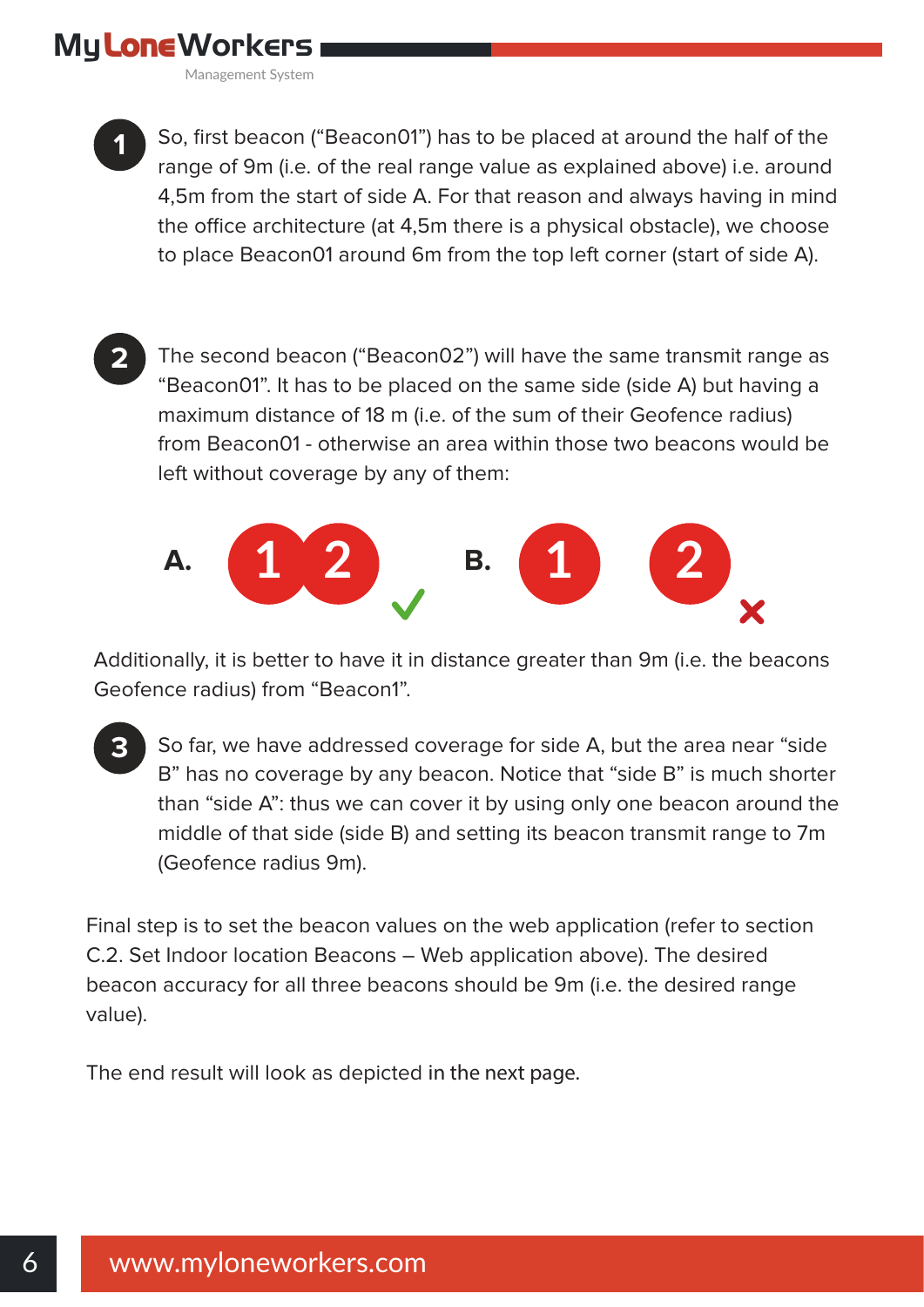1. So, first beacon ("Beacon01") has to be placed at around the half of the range of 9m (i.e. of the real range value as explained above) i.e. around 4,5m from the start of side A. For that reason and always having in mind the office architecture (at 4,5m there is a physical obstacle), we choose to place Beacon01 around 6m from the top left corner (start of side A).

2. The second beacon ("Beacon02") will have the same transmit range as "Beacon01". It has to be placed on the same side (side A) but having a maximum distance of 18 m (i.e. of the sum of their Geofence radius) from Beacon01 - otherwise an area within those two beacons would be left without coverage by any of them:

A. 1 2 ✓ B. 1 2 ✗

Additionally, it is better to have it in distance greater than 9m (i.e. the beacons Geofence radius) from "Beacon1".

3. So far, we have addressed coverage for side A, but the area near "side B" has no coverage by any beacon. Notice that "side B" is much shorter than "side A": thus we can cover it by using only one beacon around the middle of that side (side B) and setting its beacon transmit range to 7m (Geofence radius 9m).

Final step is to set the beacon values on the web application (refer to section C.2. Set Indoor location Beacons – Web application above). The desired beacon accuracy for all three beacons should be 9m (i.e. the desired range value).

The end result will look as depicted in the next page.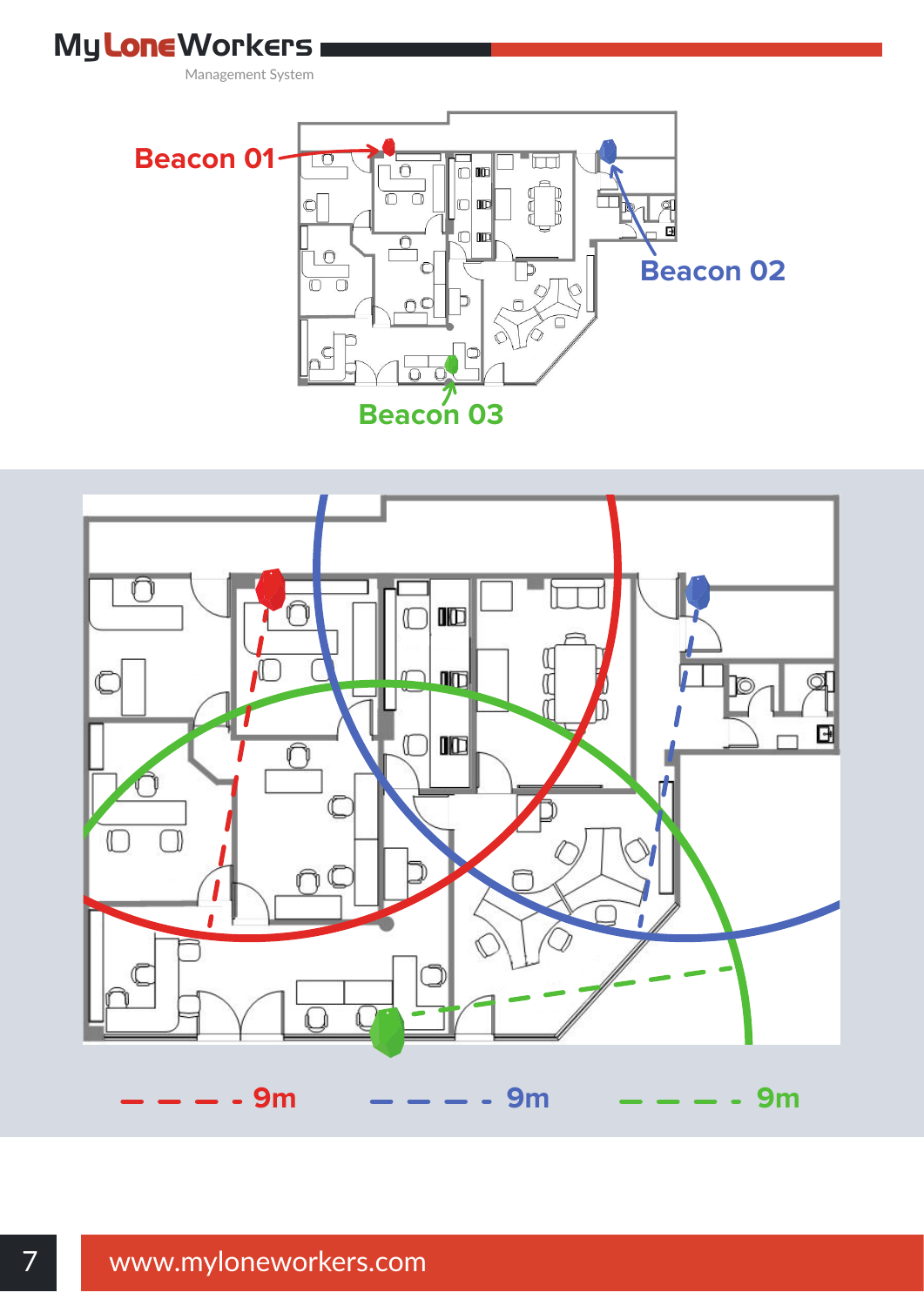Beacon 01

Beacon 02

Beacon 03

- - - - 9m &nbsp;&nbsp;&nbsp; - - - - 9m &nbsp;&nbsp;&nbsp; - - - - 9m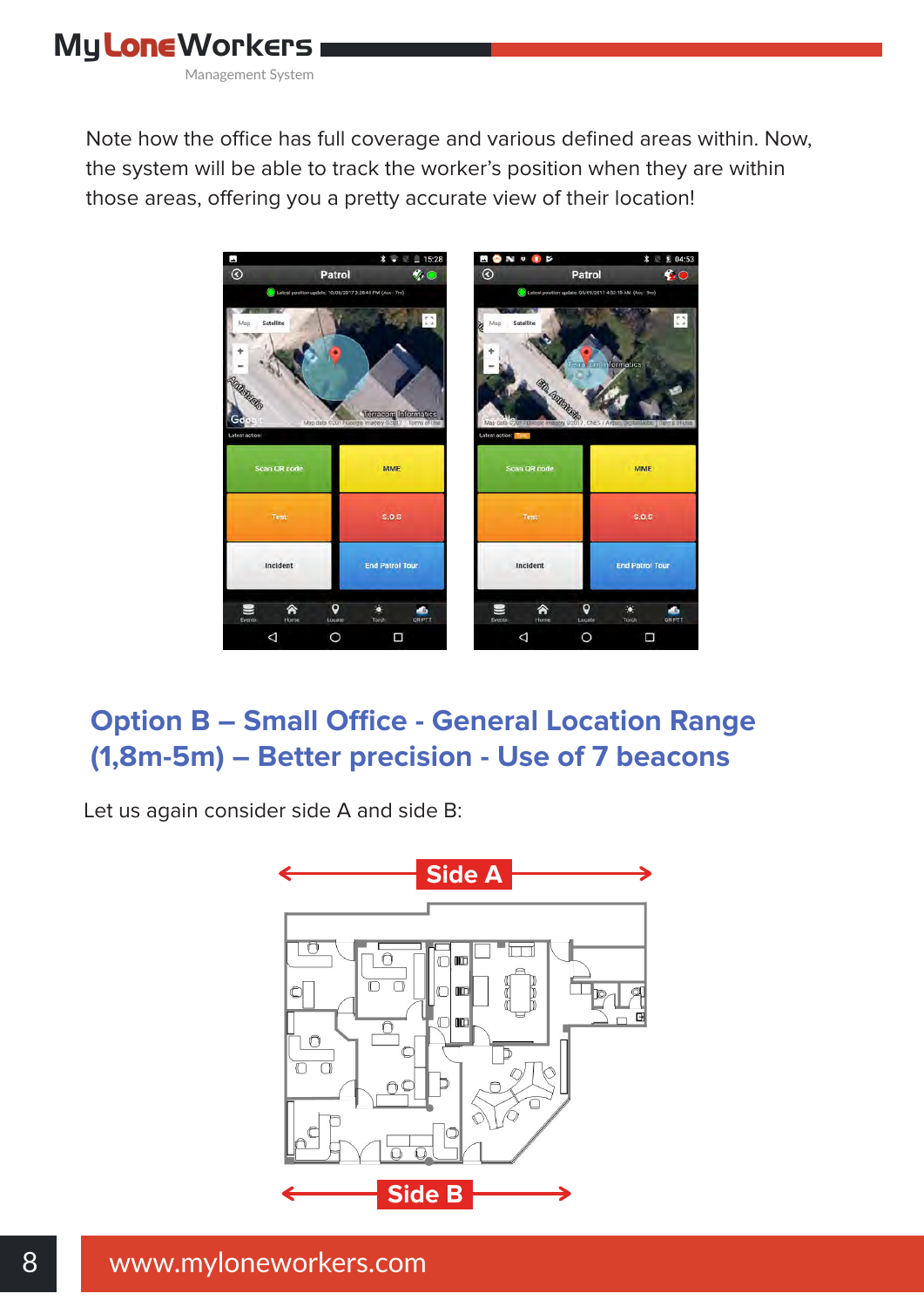Note how the office has full coverage and various defined areas within. Now, the system will be able to track the worker's position when they are within those areas, offering you a pretty accurate view of their location!

## Option B – Small Office - General Location Range (1,8m-5m) – Better precision - Use of 7 beacons

Let us again consider side A and side B: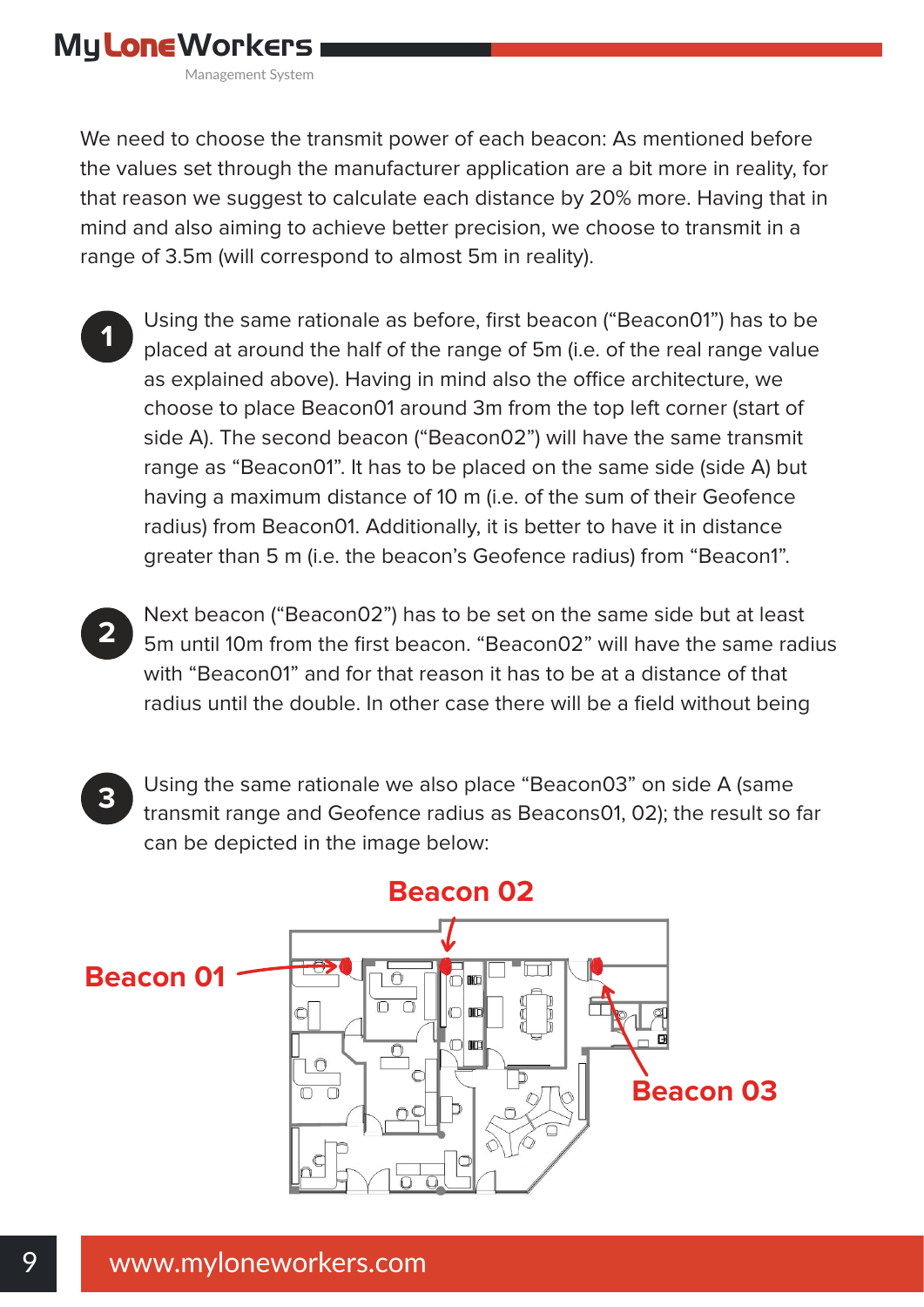We need to choose the transmit power of each beacon: As mentioned before the values set through the manufacturer application are a bit more in reality, for that reason we suggest to calculate each distance by 20% more. Having that in mind and also aiming to achieve better precision, we choose to transmit in a range of 3.5m (will correspond to almost 5m in reality).

1. Using the same rationale as before, first beacon ("Beacon01") has to be placed at around the half of the range of 5m (i.e. of the real range value as explained above). Having in mind also the office architecture, we choose to place Beacon01 around 3m from the top left corner (start of side A). The second beacon ("Beacon02") will have the same transmit range as "Beacon01". It has to be placed on the same side (side A) but having a maximum distance of 10 m (i.e. of the sum of their Geofence radius) from Beacon01. Additionally, it is better to have it in distance greater than 5 m (i.e. the beacon's Geofence radius) from "Beacon1".

2. Next beacon ("Beacon02") has to be set on the same side but at least 5m until 10m from the first beacon. "Beacon02" will have the same radius with "Beacon01" and for that reason it has to be at a distance of that radius until the double. In other case there will be a field without being

3. Using the same rationale we also place "Beacon03" on side A (same transmit range and Geofence radius as Beacons01, 02); the result so far can be depicted in the image below:

Beacon 01

Beacon 02

Beacon 03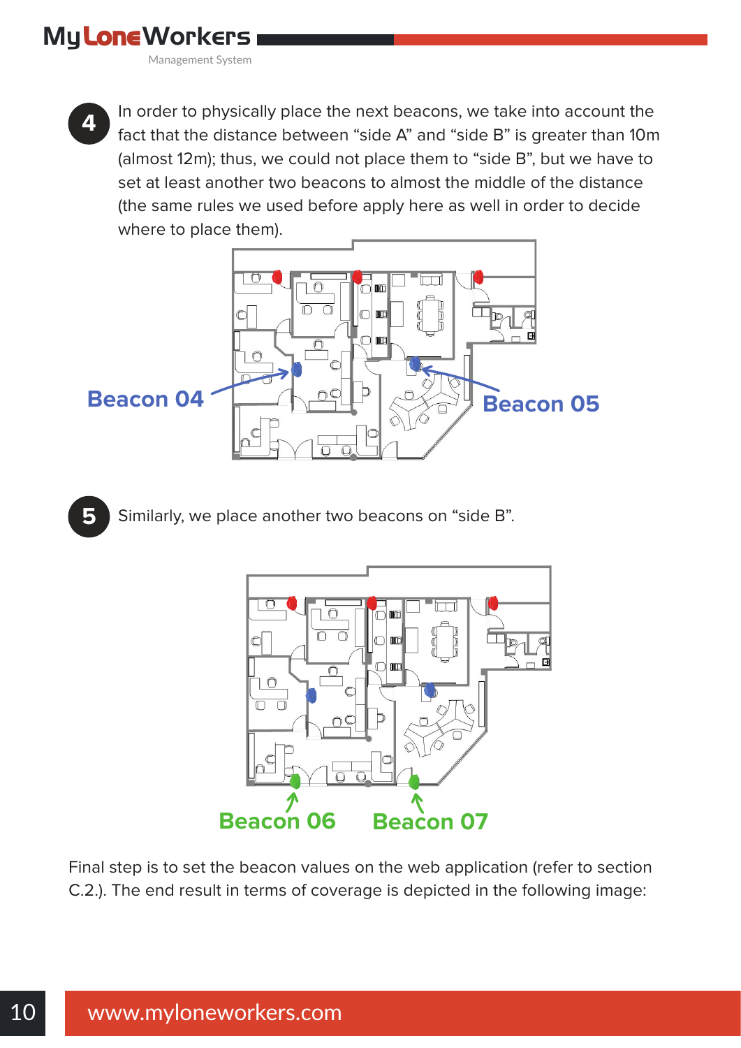4. In order to physically place the next beacons, we take into account the fact that the distance between "side A" and "side B" is greater than 10m (almost 12m); thus, we could not place them to "side B", but we have to set at least another two beacons to almost the middle of the distance (the same rules we used before apply here as well in order to decide where to place them).

Beacon 04

Beacon 05

5. Similarly, we place another two beacons on "side B".

Beacon 06

Beacon 07

Final step is to set the beacon values on the web application (refer to section C.2.). The end result in terms of coverage is depicted in the following image: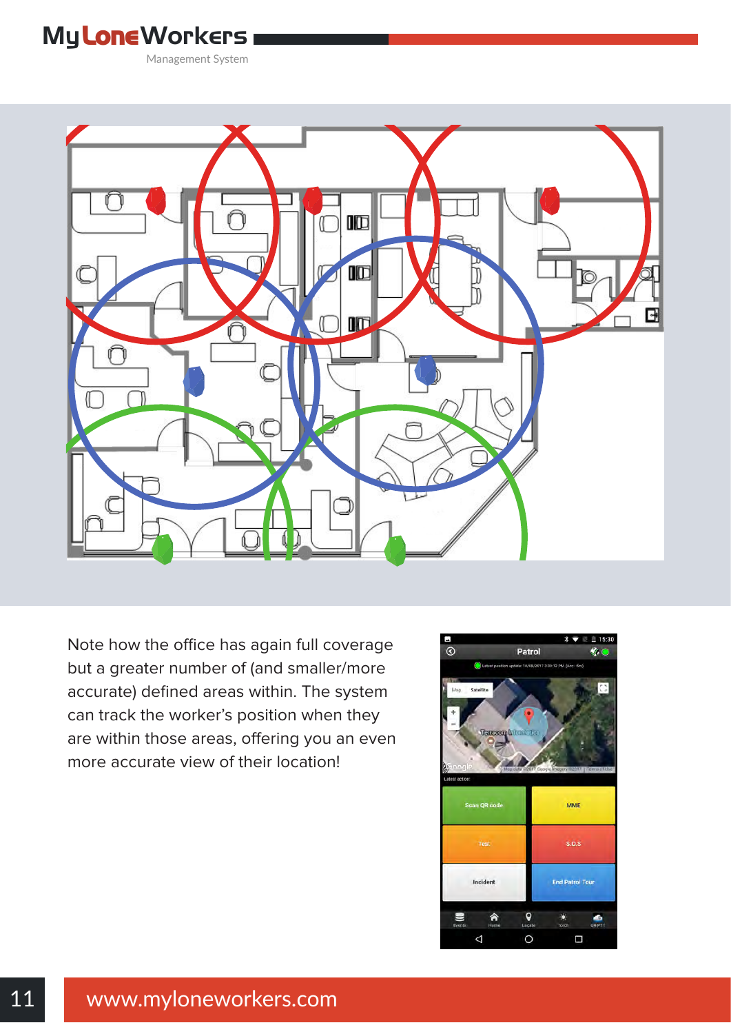Note how the office has again full coverage but a greater number of (and smaller/more accurate) defined areas within. The system can track the worker's position when they are within those areas, offering you an even more accurate view of their location!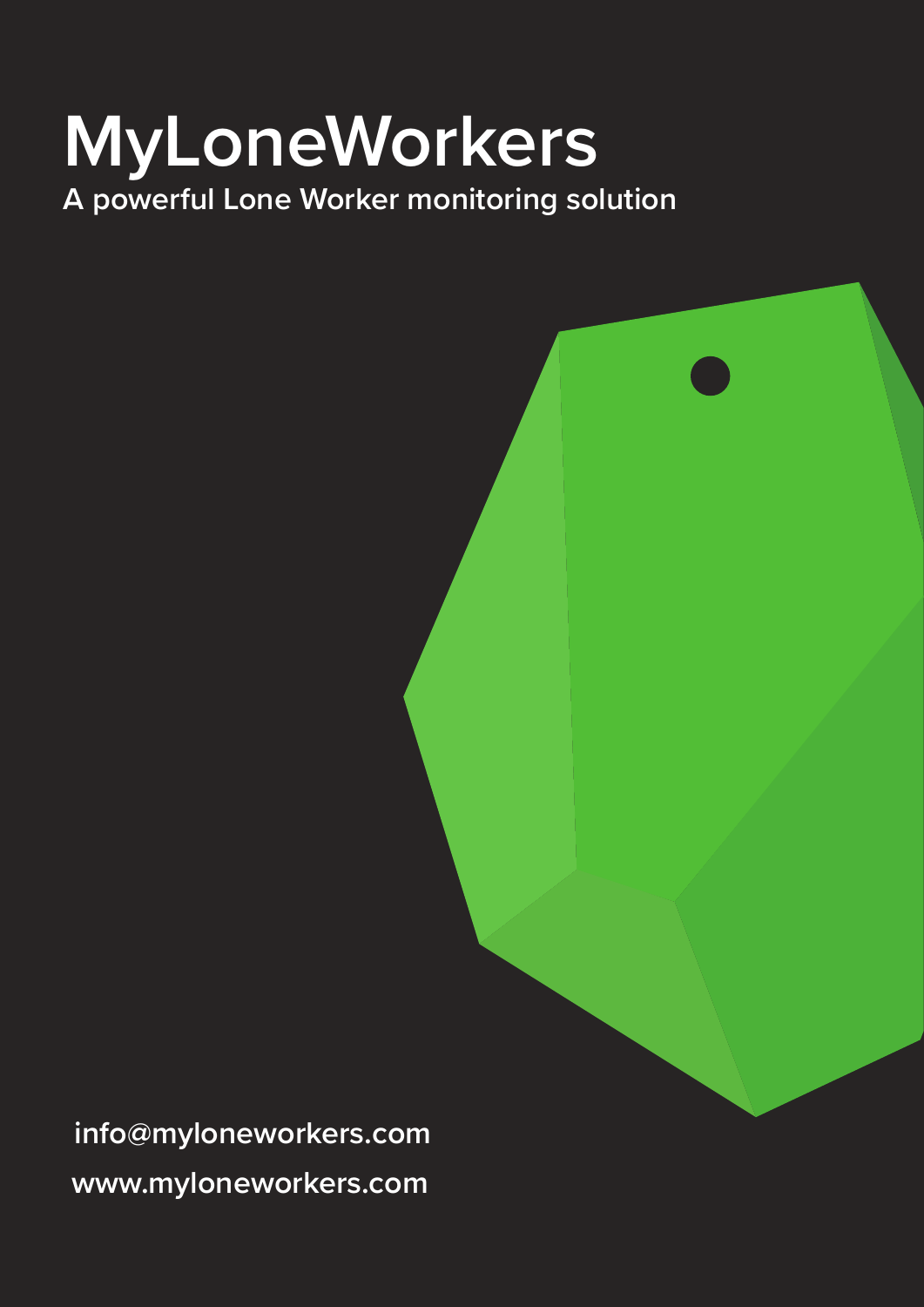# MyLoneWorkers

**A powerful Lone Worker monitoring solution**

**info@myloneworkers.com**

**www.myloneworkers.com**